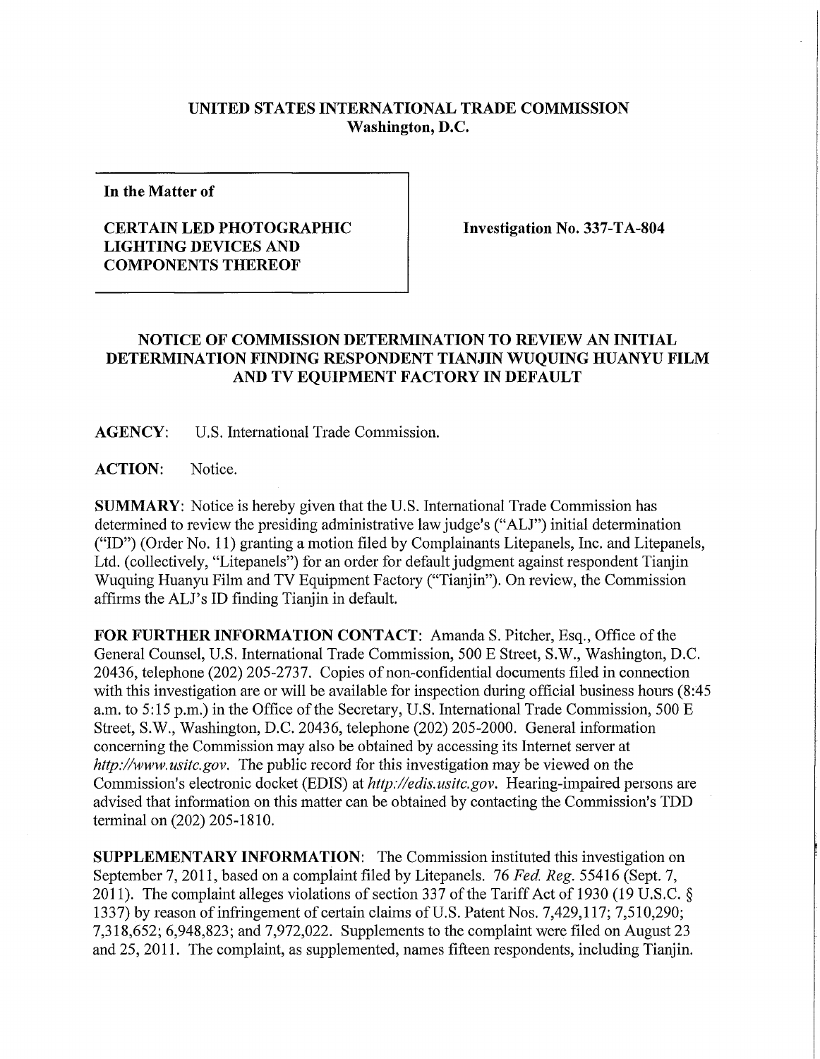**UNITED STATES INTERNATIONAL TRADE COMMISSION**
**Washington, D.C.**

**In the Matter of**

**CERTAIN LED PHOTOGRAPHIC LIGHTING DEVICES AND COMPONENTS THEREOF**

**Investigation No. 337-TA-804**

**NOTICE OF COMMISSION DETERMINATION TO REVIEW AN INITIAL DETERMINATION FINDING RESPONDENT TIANJIN WUQUING HUANYU FILM AND TV EQUIPMENT FACTORY IN DEFAULT**

**AGENCY:** U.S. International Trade Commission.

**ACTION:** Notice.

**SUMMARY:** Notice is hereby given that the U.S. International Trade Commission has determined to review the presiding administrative law judge's ("ALJ") initial determination ("ID") (Order No. 11) granting a motion filed by Complainants Litepanels, Inc. and Litepanels, Ltd. (collectively, "Litepanels") for an order for default judgment against respondent Tianjin Wuquing Huanyu Film and TV Equipment Factory ("Tianjin"). On review, the Commission affirms the ALJ's ID finding Tianjin in default.

**FOR FURTHER INFORMATION CONTACT:** Amanda S. Pitcher, Esq., Office of the General Counsel, U.S. International Trade Commission, 500 E Street, S.W., Washington, D.C. 20436, telephone (202) 205-2737. Copies of non-confidential documents filed in connection with this investigation are or will be available for inspection during official business hours (8:45 a.m. to 5:15 p.m.) in the Office of the Secretary, U.S. International Trade Commission, 500 E Street, S.W., Washington, D.C. 20436, telephone (202) 205-2000. General information concerning the Commission may also be obtained by accessing its Internet server at *http://www.usitc.gov*. The public record for this investigation may be viewed on the Commission's electronic docket (EDIS) at *http://edis.usitc.gov*. Hearing-impaired persons are advised that information on this matter can be obtained by contacting the Commission's TDD terminal on (202) 205-1810.

**SUPPLEMENTARY INFORMATION:** The Commission instituted this investigation on September 7, 2011, based on a complaint filed by Litepanels. 76 *Fed. Reg.* 55416 (Sept. 7, 2011). The complaint alleges violations of section 337 of the Tariff Act of 1930 (19 U.S.C. § 1337) by reason of infringement of certain claims of U.S. Patent Nos. 7,429,117; 7,510,290; 7,318,652; 6,948,823; and 7,972,022. Supplements to the complaint were filed on August 23 and 25, 2011. The complaint, as supplemented, names fifteen respondents, including Tianjin.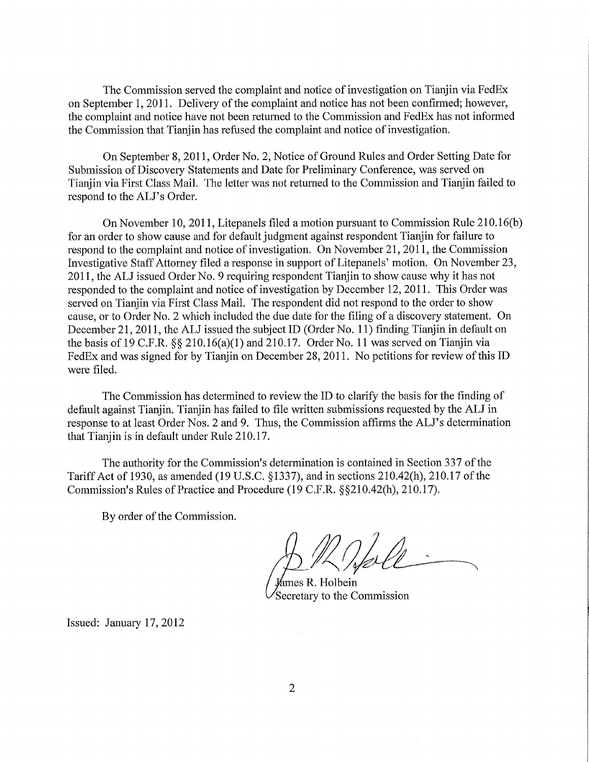The Commission served the complaint and notice of investigation on Tianjin via FedEx on September 1, 2011. Delivery of the complaint and notice has not been confirmed; however, the complaint and notice have not been returned to the Commission and FedEx has not informed the Commission that Tianjin has refused the complaint and notice of investigation.

On September 8, 2011, Order No. 2, Notice of Ground Rules and Order Setting Date for Submission of Discovery Statements and Date for Preliminary Conference, was served on Tianjin via First Class Mail. The letter was not returned to the Commission and Tianjin failed to respond to the ALJ's Order.

On November 10, 2011, Litepanels filed a motion pursuant to Commission Rule 210.16(b) for an order to show cause and for default judgment against respondent Tianjin for failure to respond to the complaint and notice of investigation. On November 21, 2011, the Commission Investigative Staff Attorney filed a response in support of Litepanels' motion. On November 23, 2011, the ALJ issued Order No. 9 requiring respondent Tianjin to show cause why it has not responded to the complaint and notice of investigation by December 12, 2011. This Order was served on Tianjin via First Class Mail. The respondent did not respond to the order to show cause, or to Order No. 2 which included the due date for the filing of a discovery statement. On December 21, 2011, the ALJ issued the subject ID (Order No. 11) finding Tianjin in default on the basis of 19 C.F.R. §§ 210.16(a)(1) and 210.17. Order No. 11 was served on Tianjin via FedEx and was signed for by Tianjin on December 28, 2011. No petitions for review of this ID were filed.

The Commission has determined to review the ID to clarify the basis for the finding of default against Tianjin. Tianjin has failed to file written submissions requested by the ALJ in response to at least Order Nos. 2 and 9. Thus, the Commission affirms the ALJ's determination that Tianjin is in default under Rule 210.17.

The authority for the Commission's determination is contained in Section 337 of the Tariff Act of 1930, as amended (19 U.S.C. §1337), and in sections 210.42(h), 210.17 of the Commission's Rules of Practice and Procedure (19 C.F.R. §§210.42(h), 210.17).

By order of the Commission.

James R. Holbein
Secretary to the Commission

Issued: January 17, 2012